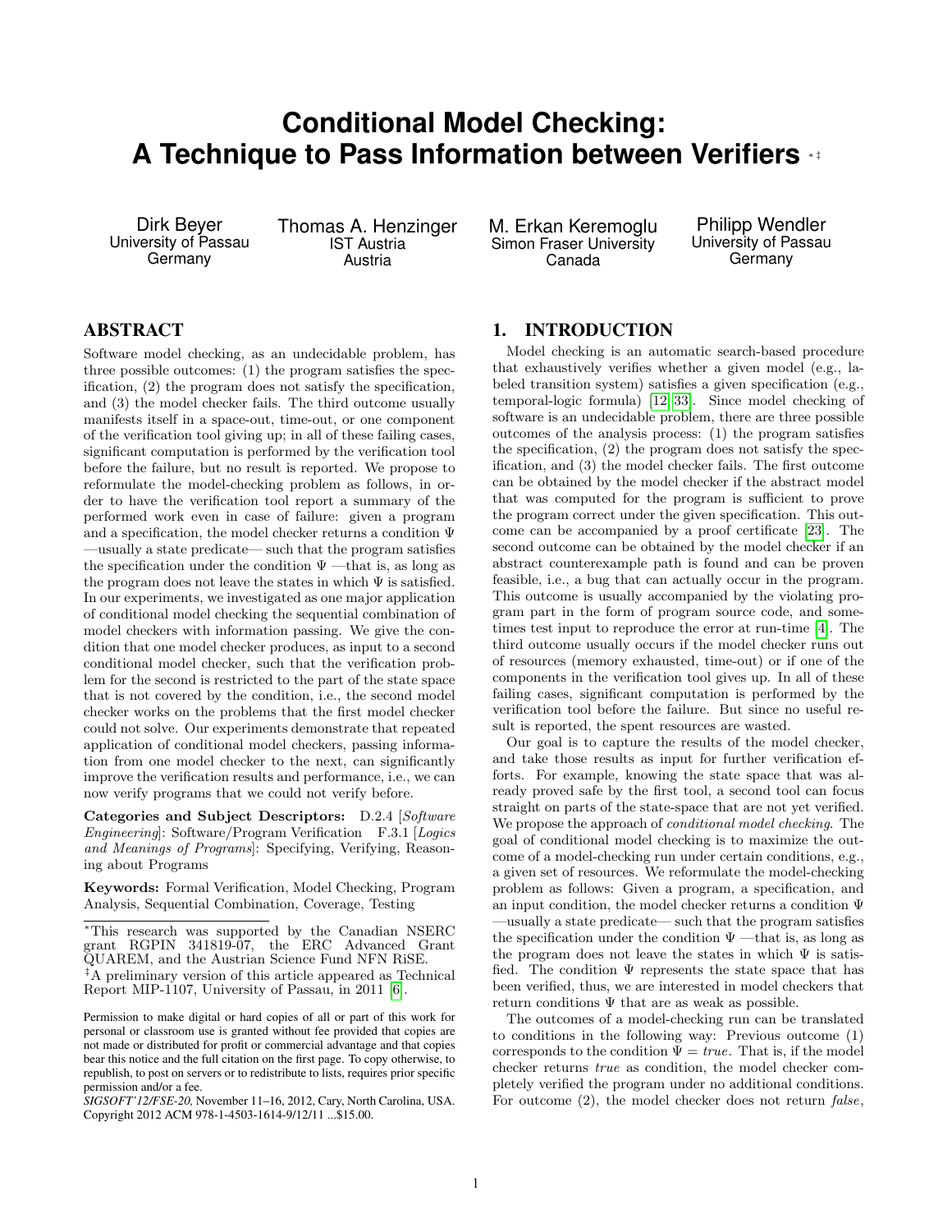# Conditional Model Checking: A Technique to Pass Information between Verifiers [*,‡]

Dirk Beyer
University of Passau
Germany

Thomas A. Henzinger
IST Austria
Austria

M. Erkan Keremoglu
Simon Fraser University
Canada

Philipp Wendler
University of Passau
Germany

## ABSTRACT

Software model checking, as an undecidable problem, has three possible outcomes: (1) the program satisfies the specification, (2) the program does not satisfy the specification, and (3) the model checker fails. The third outcome usually manifests itself in a space-out, time-out, or one component of the verification tool giving up; in all of these failing cases, significant computation is performed by the verification tool before the failure, but no result is reported. We propose to reformulate the model-checking problem as follows, in order to have the verification tool report a summary of the performed work even in case of failure: given a program and a specification, the model checker returns a condition $\Psi$ —usually a state predicate— such that the program satisfies the specification under the condition $\Psi$ —that is, as long as the program does not leave the states in which $\Psi$ is satisfied. In our experiments, we investigated as one major application of conditional model checking the sequential combination of model checkers with information passing. We give the condition that one model checker produces, as input to a second conditional model checker, such that the verification problem for the second is restricted to the part of the state space that is not covered by the condition, i.e., the second model checker works on the problems that the first model checker could not solve. Our experiments demonstrate that repeated application of conditional model checkers, passing information from one model checker to the next, can significantly improve the verification results and performance, i.e., we can now verify programs that we could not verify before.

**Categories and Subject Descriptors:** D.2.4 [*Software Engineering*]: Software/Program Verification F.3.1 [*Logics and Meanings of Programs*]: Specifying, Verifying, Reasoning about Programs

**Keywords:** Formal Verification, Model Checking, Program Analysis, Sequential Combination, Coverage, Testing

*This research was supported by the Canadian NSERC grant RGPIN 341819-07, the ERC Advanced Grant QUAREM, and the Austrian Science Fund NFN RiSE.

‡A preliminary version of this article appeared as Technical Report MIP-1107, University of Passau, in 2011 [6].

Permission to make digital or hard copies of all or part of this work for personal or classroom use is granted without fee provided that copies are not made or distributed for profit or commercial advantage and that copies bear this notice and the full citation on the first page. To copy otherwise, to republish, to post on servers or to redistribute to lists, requires prior specific permission and/or a fee.
*SIGSOFT'12/FSE-20,* November 11–16, 2012, Cary, North Carolina, USA.
Copyright 2012 ACM 978-1-4503-1614-9/12/11 ...$15.00.

## 1. INTRODUCTION

Model checking is an automatic search-based procedure that exhaustively verifies whether a given model (e.g., labeled transition system) satisfies a given specification (e.g., temporal-logic formula) [12, 33]. Since model checking of software is an undecidable problem, there are three possible outcomes of the analysis process: (1) the program satisfies the specification, (2) the program does not satisfy the specification, and (3) the model checker fails. The first outcome can be obtained by the model checker if the abstract model that was computed for the program is sufficient to prove the program correct under the given specification. This outcome can be accompanied by a proof certificate [23]. The second outcome can be obtained by the model checker if an abstract counterexample path is found and can be proven feasible, i.e., a bug that can actually occur in the program. This outcome is usually accompanied by the violating program part in the form of program source code, and sometimes test input to reproduce the error at run-time [4]. The third outcome usually occurs if the model checker runs out of resources (memory exhausted, time-out) or if one of the components in the verification tool gives up. In all of these failing cases, significant computation is performed by the verification tool before the failure. But since no useful result is reported, the spent resources are wasted.

Our goal is to capture the results of the model checker, and take those results as input for further verification efforts. For example, knowing the state space that was already proved safe by the first tool, a second tool can focus straight on parts of the state-space that are not yet verified. We propose the approach of *conditional model checking*. The goal of conditional model checking is to maximize the outcome of a model-checking run under certain conditions, e.g., a given set of resources. We reformulate the model-checking problem as follows: Given a program, a specification, and an input condition, the model checker returns a condition $\Psi$ —usually a state predicate— such that the program satisfies the specification under the condition $\Psi$ —that is, as long as the program does not leave the states in which $\Psi$ is satisfied. The condition $\Psi$ represents the state space that has been verified, thus, we are interested in model checkers that return conditions $\Psi$ that are as weak as possible.

The outcomes of a model-checking run can be translated to conditions in the following way: Previous outcome (1) corresponds to the condition $\Psi = true$. That is, if the model checker returns *true* as condition, the model checker completely verified the program under no additional conditions. For outcome (2), the model checker does not return *false*,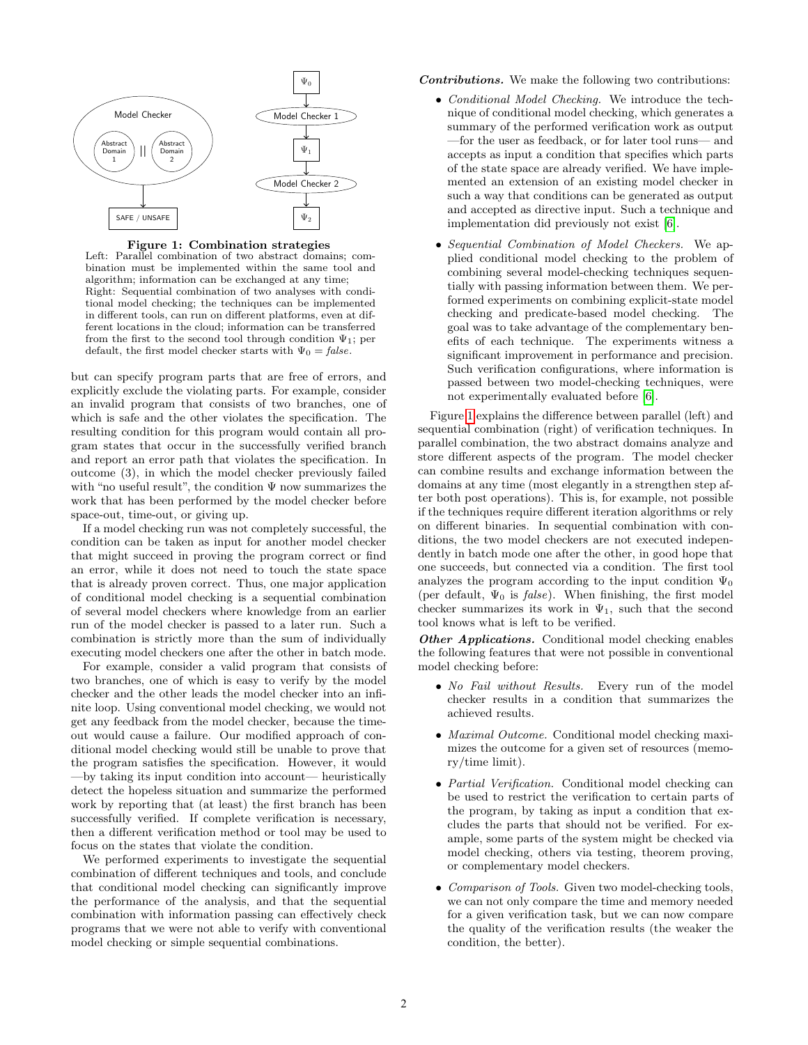**Figure 1: Combination strategies**
Left: Parallel combination of two abstract domains; combination must be implemented within the same tool and algorithm; information can be exchanged at any time;
Right: Sequential combination of two analyses with conditional model checking; the techniques can be implemented in different tools, can run on different platforms, even at different locations in the cloud; information can be transferred from the first to the second tool through condition $\Psi_1$; per default, the first model checker starts with $\Psi_0 = \mathit{false}$.

but can specify program parts that are free of errors, and explicitly exclude the violating parts. For example, consider an invalid program that consists of two branches, one of which is safe and the other violates the specification. The resulting condition for this program would contain all program states that occur in the successfully verified branch and report an error path that violates the specification. In outcome (3), in which the model checker previously failed with "no useful result", the condition $\Psi$ now summarizes the work that has been performed by the model checker before space-out, time-out, or giving up.

If a model checking run was not completely successful, the condition can be taken as input for another model checker that might succeed in proving the program correct or find an error, while it does not need to touch the state space that is already proven correct. Thus, one major application of conditional model checking is a sequential combination of several model checkers where knowledge from an earlier run of the model checker is passed to a later run. Such a combination is strictly more than the sum of individually executing model checkers one after the other in batch mode.

For example, consider a valid program that consists of two branches, one of which is easy to verify by the model checker and the other leads the model checker into an infinite loop. Using conventional model checking, we would not get any feedback from the model checker, because the timeout would cause a failure. Our modified approach of conditional model checking would still be unable to prove that the program satisfies the specification. However, it would —by taking its input condition into account— heuristically detect the hopeless situation and summarize the performed work by reporting that (at least) the first branch has been successfully verified. If complete verification is necessary, then a different verification method or tool may be used to focus on the states that violate the condition.

We performed experiments to investigate the sequential combination of different techniques and tools, and conclude that conditional model checking can significantly improve the performance of the analysis, and that the sequential combination with information passing can effectively check programs that we were not able to verify with conventional model checking or simple sequential combinations.

***Contributions.*** We make the following two contributions:

- *Conditional Model Checking.* We introduce the technique of conditional model checking, which generates a summary of the performed verification work as output —for the user as feedback, or for later tool runs— and accepts as input a condition that specifies which parts of the state space are already verified. We have implemented an extension of an existing model checker in such a way that conditions can be generated as output and accepted as directive input. Such a technique and implementation did previously not exist [6].
- *Sequential Combination of Model Checkers.* We applied conditional model checking to the problem of combining several model-checking techniques sequentially with passing information between them. We performed experiments on combining explicit-state model checking and predicate-based model checking. The goal was to take advantage of the complementary benefits of each technique. The experiments witness a significant improvement in performance and precision. Such verification configurations, where information is passed between two model-checking techniques, were not experimentally evaluated before [6].

Figure 1 explains the difference between parallel (left) and sequential combination (right) of verification techniques. In parallel combination, the two abstract domains analyze and store different aspects of the program. The model checker can combine results and exchange information between the domains at any time (most elegantly in a strengthen step after both post operations). This is, for example, not possible if the techniques require different iteration algorithms or rely on different binaries. In sequential combination with conditions, the two model checkers are not executed independently in batch mode one after the other, in good hope that one succeeds, but connected via a condition. The first tool analyzes the program according to the input condition $\Psi_0$ (per default, $\Psi_0$ is *false*). When finishing, the first model checker summarizes its work in $\Psi_1$, such that the second tool knows what is left to be verified.

***Other Applications.*** Conditional model checking enables the following features that were not possible in conventional model checking before:

- *No Fail without Results.* Every run of the model checker results in a condition that summarizes the achieved results.
- *Maximal Outcome.* Conditional model checking maximizes the outcome for a given set of resources (memory/time limit).
- *Partial Verification.* Conditional model checking can be used to restrict the verification to certain parts of the program, by taking as input a condition that excludes the parts that should not be verified. For example, some parts of the system might be checked via model checking, others via testing, theorem proving, or complementary model checkers.
- *Comparison of Tools.* Given two model-checking tools, we can not only compare the time and memory needed for a given verification task, but we can now compare the quality of the verification results (the weaker the condition, the better).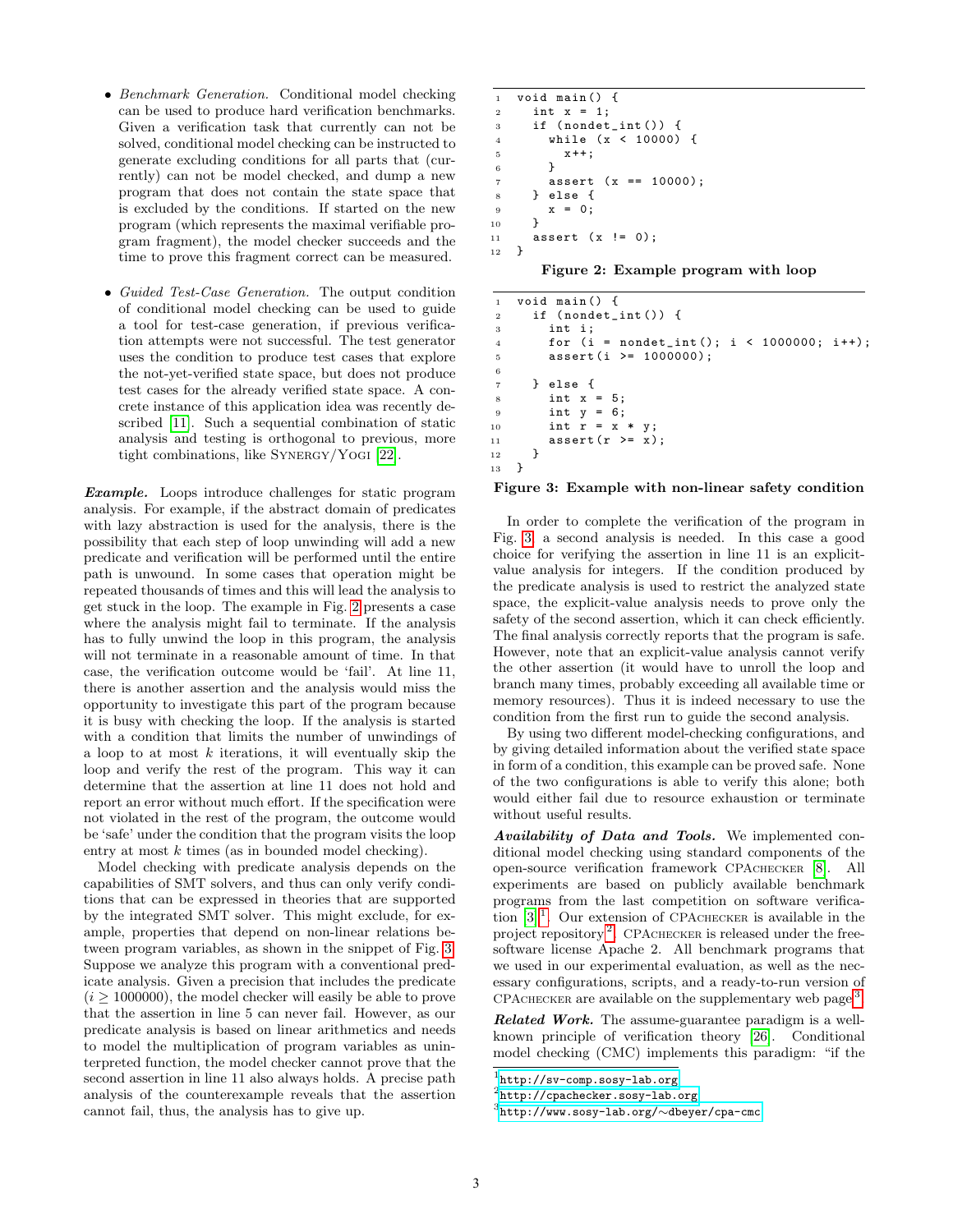- *Benchmark Generation.* Conditional model checking can be used to produce hard verification benchmarks. Given a verification task that currently can not be solved, conditional model checking can be instructed to generate excluding conditions for all parts that (currently) can not be model checked, and dump a new program that does not contain the state space that is excluded by the conditions. If started on the new program (which represents the maximal verifiable program fragment), the model checker succeeds and the time to prove this fragment correct can be measured.
- *Guided Test-Case Generation.* The output condition of conditional model checking can be used to guide a tool for test-case generation, if previous verification attempts were not successful. The test generator uses the condition to produce test cases that explore the not-yet-verified state space, but does not produce test cases for the already verified state space. A concrete instance of this application idea was recently described [11]. Such a sequential combination of static analysis and testing is orthogonal to previous, more tight combinations, like SYNERGY/YOGI [22].

***Example.*** Loops introduce challenges for static program analysis. For example, if the abstract domain of predicates with lazy abstraction is used for the analysis, there is the possibility that each step of loop unwinding will add a new predicate and verification will be performed until the entire path is unwound. In some cases that operation might be repeated thousands of times and this will lead the analysis to get stuck in the loop. The example in Fig. 2 presents a case where the analysis might fail to terminate. If the analysis has to fully unwind the loop in this program, the analysis will not terminate in a reasonable amount of time. In that case, the verification outcome would be 'fail'. At line 11, there is another assertion and the analysis would miss the opportunity to investigate this part of the program because it is busy with checking the loop. If the analysis is started with a condition that limits the number of unwindings of a loop to at most $k$ iterations, it will eventually skip the loop and verify the rest of the program. This way it can determine that the assertion at line 11 does not hold and report an error without much effort. If the specification were not violated in the rest of the program, the outcome would be 'safe' under the condition that the program visits the loop entry at most $k$ times (as in bounded model checking).

Model checking with predicate analysis depends on the capabilities of SMT solvers, and thus can only verify conditions that can be expressed in theories that are supported by the integrated SMT solver. This might exclude, for example, properties that depend on non-linear relations between program variables, as shown in the snippet of Fig. 3. Suppose we analyze this program with a conventional predicate analysis. Given a precision that includes the predicate $(i \geq 1000000)$, the model checker will easily be able to prove that the assertion in line 5 can never fail. However, as our predicate analysis is based on linear arithmetics and needs to model the multiplication of program variables as uninterpreted function, the model checker cannot prove that the second assertion in line 11 also always holds. A precise path analysis of the counterexample reveals that the assertion cannot fail, thus, the analysis has to give up.

```
1  void main() {
2    int x = 1;
3    if (nondet_int()) {
4      while (x < 10000) {
5        x++;
6      }
7      assert (x == 10000);
8    } else {
9      x = 0;
10   }
11   assert (x != 0);
12 }
```

**Figure 2: Example program with loop**

```
1  void main() {
2    if (nondet_int()) {
3      int i;
4      for (i = nondet_int(); i < 1000000; i++);
5      assert(i >= 1000000);
6
7    } else {
8      int x = 5;
9      int y = 6;
10     int r = x * y;
11     assert(r >= x);
12   }
13 }
```

**Figure 3: Example with non-linear safety condition**

In order to complete the verification of the program in Fig. 3, a second analysis is needed. In this case a good choice for verifying the assertion in line 11 is an explicit-value analysis for integers. If the condition produced by the predicate analysis is used to restrict the analyzed state space, the explicit-value analysis needs to prove only the safety of the second assertion, which it can check efficiently. The final analysis correctly reports that the program is safe. However, note that an explicit-value analysis cannot verify the other assertion (it would have to unroll the loop and branch many times, probably exceeding all available time or memory resources). Thus it is indeed necessary to use the condition from the first run to guide the second analysis.

By using two different model-checking configurations, and by giving detailed information about the verified state space in form of a condition, this example can be proved safe. None of the two configurations is able to verify this alone; both would either fail due to resource exhaustion or terminate without useful results.

***Availability of Data and Tools.*** We implemented conditional model checking using standard components of the open-source verification framework CPACHECKER [8]. All experiments are based on publicly available benchmark programs from the last competition on software verification [3].[1] Our extension of CPACHECKER is available in the project repository.[2] CPACHECKER is released under the free-software license Apache 2. All benchmark programs that we used in our experimental evaluation, as well as the necessary configurations, scripts, and a ready-to-run version of CPACHECKER are available on the supplementary web page.[3]

***Related Work.*** The assume-guarantee paradigm is a well-known principle of verification theory [26]. Conditional model checking (CMC) implements this paradigm: "if the

[1] http://sv-comp.sosy-lab.org

[2] http://cpachecker.sosy-lab.org

[3] http://www.sosy-lab.org/∼dbeyer/cpa-cmc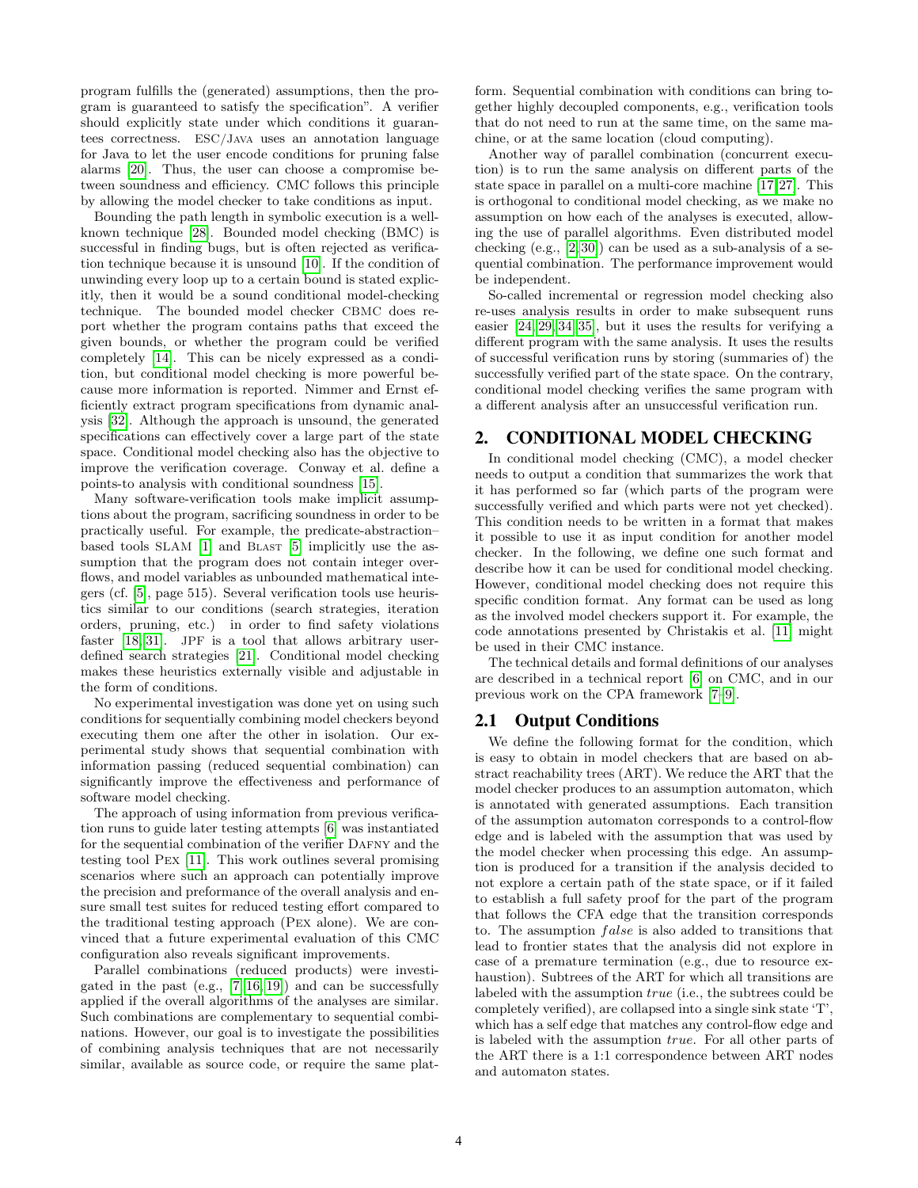program fulfills the (generated) assumptions, then the program is guaranteed to satisfy the specification". A verifier should explicitly state under which conditions it guarantees correctness. ESC/Java uses an annotation language for Java to let the user encode conditions for pruning false alarms [20]. Thus, the user can choose a compromise between soundness and efficiency. CMC follows this principle by allowing the model checker to take conditions as input.

Bounding the path length in symbolic execution is a well-known technique [28]. Bounded model checking (BMC) is successful in finding bugs, but is often rejected as verification technique because it is unsound [10]. If the condition of unwinding every loop up to a certain bound is stated explicitly, then it would be a sound conditional model-checking technique. The bounded model checker CBMC does report whether the program contains paths that exceed the given bounds, or whether the program could be verified completely [14]. This can be nicely expressed as a condition, but conditional model checking is more powerful because more information is reported. Nimmer and Ernst efficiently extract program specifications from dynamic analysis [32]. Although the approach is unsound, the generated specifications can effectively cover a large part of the state space. Conditional model checking also has the objective to improve the verification coverage. Conway et al. define a points-to analysis with conditional soundness [15].

Many software-verification tools make implicit assumptions about the program, sacrificing soundness in order to be practically useful. For example, the predicate-abstraction–based tools SLAM [1] and Blast [5] implicitly use the assumption that the program does not contain integer overflows, and model variables as unbounded mathematical integers (cf. [5], page 515). Several verification tools use heuristics similar to our conditions (search strategies, iteration orders, pruning, etc.) in order to find safety violations faster [18, 31]. JPF is a tool that allows arbitrary user-defined search strategies [21]. Conditional model checking makes these heuristics externally visible and adjustable in the form of conditions.

No experimental investigation was done yet on using such conditions for sequentially combining model checkers beyond executing them one after the other in isolation. Our experimental study shows that sequential combination with information passing (reduced sequential combination) can significantly improve the effectiveness and performance of software model checking.

The approach of using information from previous verification runs to guide later testing attempts [6] was instantiated for the sequential combination of the verifier Dafny and the testing tool Pex [11]. This work outlines several promising scenarios where such an approach can potentially improve the precision and preformance of the overall analysis and ensure small test suites for reduced testing effort compared to the traditional testing approach (Pex alone). We are convinced that a future experimental evaluation of this CMC configuration also reveals significant improvements.

Parallel combinations (reduced products) were investigated in the past (e.g., [7, 16, 19]) and can be successfully applied if the overall algorithms of the analyses are similar. Such combinations are complementary to sequential combinations. However, our goal is to investigate the possibilities of combining analysis techniques that are not necessarily similar, available as source code, or require the same platform. Sequential combination with conditions can bring together highly decoupled components, e.g., verification tools that do not need to run at the same time, on the same machine, or at the same location (cloud computing).

Another way of parallel combination (concurrent execution) is to run the same analysis on different parts of the state space in parallel on a multi-core machine [17, 27]. This is orthogonal to conditional model checking, as we make no assumption on how each of the analyses is executed, allowing the use of parallel algorithms. Even distributed model checking (e.g., [2, 30]) can be used as a sub-analysis of a sequential combination. The performance improvement would be independent.

So-called incremental or regression model checking also re-uses analysis results in order to make subsequent runs easier [24, 29, 34, 35], but it uses the results for verifying a different program with the same analysis. It uses the results of successful verification runs by storing (summaries of) the successfully verified part of the state space. On the contrary, conditional model checking verifies the same program with a different analysis after an unsuccessful verification run.

## 2. CONDITIONAL MODEL CHECKING

In conditional model checking (CMC), a model checker needs to output a condition that summarizes the work that it has performed so far (which parts of the program were successfully verified and which parts were not yet checked). This condition needs to be written in a format that makes it possible to use it as input condition for another model checker. In the following, we define one such format and describe how it can be used for conditional model checking. However, conditional model checking does not require this specific condition format. Any format can be used as long as the involved model checkers support it. For example, the code annotations presented by Christakis et al. [11] might be used in their CMC instance.

The technical details and formal definitions of our analyses are described in a technical report [6] on CMC, and in our previous work on the CPA framework [7–9].

### 2.1 Output Conditions

We define the following format for the condition, which is easy to obtain in model checkers that are based on abstract reachability trees (ART). We reduce the ART that the model checker produces to an assumption automaton, which is annotated with generated assumptions. Each transition of the assumption automaton corresponds to a control-flow edge and is labeled with the assumption that was used by the model checker when processing this edge. An assumption is produced for a transition if the analysis decided to not explore a certain path of the state space, or if it failed to establish a full safety proof for the part of the program that follows the CFA edge that the transition corresponds to. The assumption *false* is also added to transitions that lead to frontier states that the analysis did not explore in case of a premature termination (e.g., due to resource exhaustion). Subtrees of the ART for which all transitions are labeled with the assumption *true* (i.e., the subtrees could be completely verified), are collapsed into a single sink state '⊤', which has a self edge that matches any control-flow edge and is labeled with the assumption *true*. For all other parts of the ART there is a 1:1 correspondence between ART nodes and automaton states.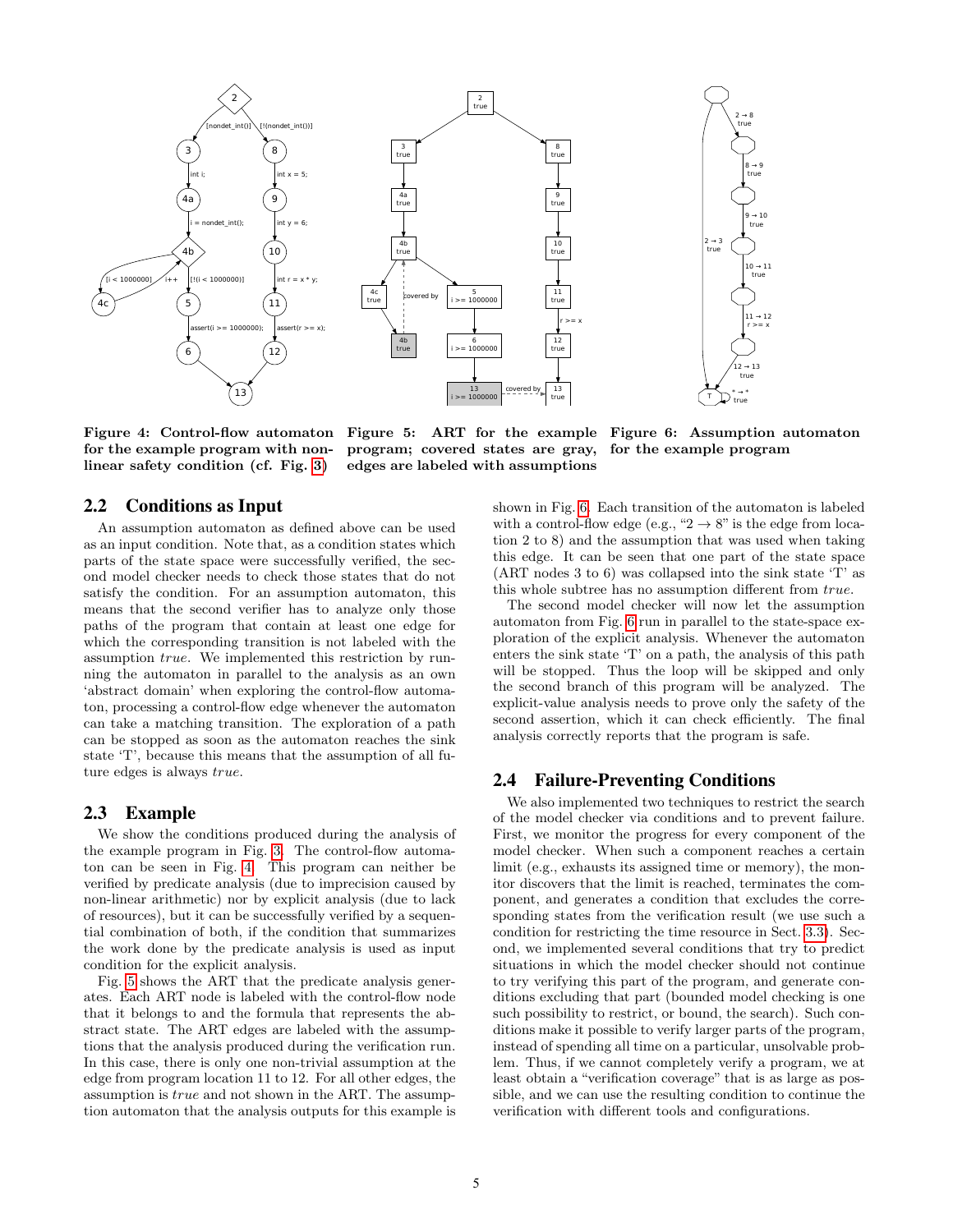**Figure 4: Control-flow automaton for the example program with non-linear safety condition (cf. Fig. 3)**

**Figure 5: ART for the example program; covered states are gray, edges are labeled with assumptions**

**Figure 6: Assumption automaton for the example program**

## 2.2 Conditions as Input

An assumption automaton as defined above can be used as an input condition. Note that, as a condition states which parts of the state space were successfully verified, the second model checker needs to check those states that do not satisfy the condition. For an assumption automaton, this means that the second verifier has to analyze only those paths of the program that contain at least one edge for which the corresponding transition is not labeled with the assumption *true*. We implemented this restriction by running the automaton in parallel to the analysis as an own 'abstract domain' when exploring the control-flow automaton, processing a control-flow edge whenever the automaton can take a matching transition. The exploration of a path can be stopped as soon as the automaton reaches the sink state '⊤', because this means that the assumption of all future edges is always *true*.

## 2.3 Example

We show the conditions produced during the analysis of the example program in Fig. 3. The control-flow automaton can be seen in Fig. 4. This program can neither be verified by predicate analysis (due to imprecision caused by non-linear arithmetic) nor by explicit analysis (due to lack of resources), but it can be successfully verified by a sequential combination of both, if the condition that summarizes the work done by the predicate analysis is used as input condition for the explicit analysis.

Fig. 5 shows the ART that the predicate analysis generates. Each ART node is labeled with the control-flow node that it belongs to and the formula that represents the abstract state. The ART edges are labeled with the assumptions that the analysis produced during the verification run. In this case, there is only one non-trivial assumption at the edge from program location 11 to 12. For all other edges, the assumption is *true* and not shown in the ART. The assumption automaton that the analysis outputs for this example is shown in Fig. 6. Each transition of the automaton is labeled with a control-flow edge (e.g., "2 → 8" is the edge from location 2 to 8) and the assumption that was used when taking this edge. It can be seen that one part of the state space (ART nodes 3 to 6) was collapsed into the sink state '⊤' as this whole subtree has no assumption different from *true*.

The second model checker will now let the assumption automaton from Fig. 6 run in parallel to the state-space exploration of the explicit analysis. Whenever the automaton enters the sink state '⊤' on a path, the analysis of this path will be stopped. Thus the loop will be skipped and only the second branch of this program will be analyzed. The explicit-value analysis needs to prove only the safety of the second assertion, which it can check efficiently. The final analysis correctly reports that the program is safe.

## 2.4 Failure-Preventing Conditions

We also implemented two techniques to restrict the search of the model checker via conditions and to prevent failure. First, we monitor the progress for every component of the model checker. When such a component reaches a certain limit (e.g., exhausts its assigned time or memory), the monitor discovers that the limit is reached, terminates the component, and generates a condition that excludes the corresponding states from the verification result (we use such a condition for restricting the time resource in Sect. 3.3). Second, we implemented several conditions that try to predict situations in which the model checker should not continue to try verifying this part of the program, and generate conditions excluding that part (bounded model checking is one such possibility to restrict, or bound, the search). Such conditions make it possible to verify larger parts of the program, instead of spending all time on a particular, unsolvable problem. Thus, if we cannot completely verify a program, we at least obtain a "verification coverage" that is as large as possible, and we can use the resulting condition to continue the verification with different tools and configurations.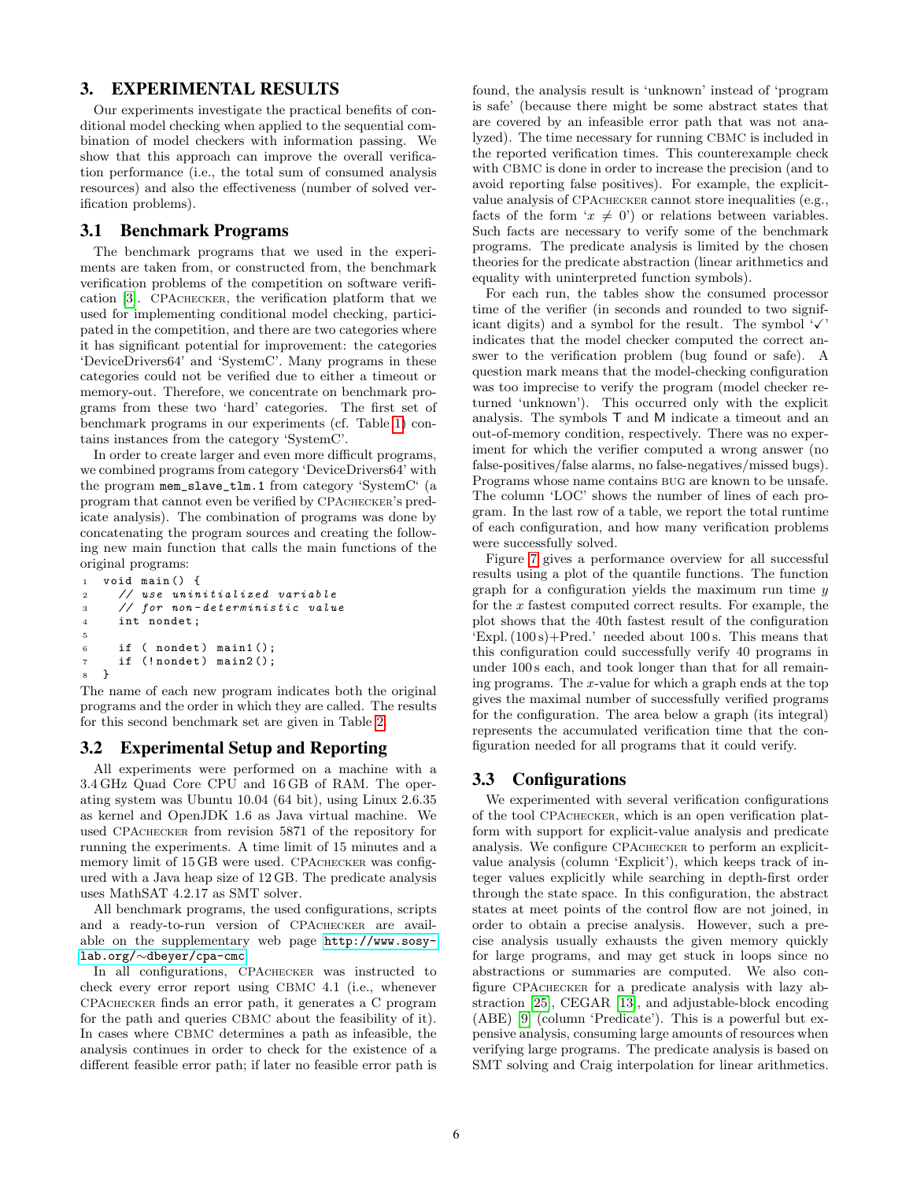## 3. EXPERIMENTAL RESULTS

Our experiments investigate the practical benefits of conditional model checking when applied to the sequential combination of model checkers with information passing. We show that this approach can improve the overall verification performance (i.e., the total sum of consumed analysis resources) and also the effectiveness (number of solved verification problems).

### 3.1 Benchmark Programs

The benchmark programs that we used in the experiments are taken from, or constructed from, the benchmark verification problems of the competition on software verification [3]. CPAchecker, the verification platform that we used for implementing conditional model checking, participated in the competition, and there are two categories where it has significant potential for improvement: the categories 'DeviceDrivers64' and 'SystemC'. Many programs in these categories could not be verified due to either a timeout or memory-out. Therefore, we concentrate on benchmark programs from these two 'hard' categories. The first set of benchmark programs in our experiments (cf. Table 1) contains instances from the category 'SystemC'.

In order to create larger and even more difficult programs, we combined programs from category 'DeviceDrivers64' with the program `mem_slave_tlm.1` from category 'SystemC' (a program that cannot even be verified by CPAchecker's predicate analysis). The combination of programs was done by concatenating the program sources and creating the following new main function that calls the main functions of the original programs:

```
1  void main() {
2    // use uninitialized variable
3    // for non-deterministic value
4    int nondet;
5
6    if ( nondet) main1();
7    if (!nondet) main2();
8  }
```

The name of each new program indicates both the original programs and the order in which they are called. The results for this second benchmark set are given in Table 2.

### 3.2 Experimental Setup and Reporting

All experiments were performed on a machine with a 3.4 GHz Quad Core CPU and 16 GB of RAM. The operating system was Ubuntu 10.04 (64 bit), using Linux 2.6.35 as kernel and OpenJDK 1.6 as Java virtual machine. We used CPAchecker from revision 5871 of the repository for running the experiments. A time limit of 15 minutes and a memory limit of 15 GB were used. CPAchecker was configured with a Java heap size of 12 GB. The predicate analysis uses MathSAT 4.2.17 as SMT solver.

All benchmark programs, the used configurations, scripts and a ready-to-run version of CPAchecker are available on the supplementary web page http://www.sosy-lab.org/~dbeyer/cpa-cmc.

In all configurations, CPAchecker was instructed to check every error report using CBMC 4.1 (i.e., whenever CPAchecker finds an error path, it generates a C program for the path and queries CBMC about the feasibility of it). In cases where CBMC determines a path as infeasible, the analysis continues in order to check for the existence of a different feasible error path; if later no feasible error path is found, the analysis result is 'unknown' instead of 'program is safe' (because there might be some abstract states that are covered by an infeasible error path that was not analyzed). The time necessary for running CBMC is included in the reported verification times. This counterexample check with CBMC is done in order to increase the precision (and to avoid reporting false positives). For example, the explicit-value analysis of CPAchecker cannot store inequalities (e.g., facts of the form '$x \neq 0$') or relations between variables. Such facts are necessary to verify some of the benchmark programs. The predicate analysis is limited by the chosen theories for the predicate abstraction (linear arithmetics and equality with uninterpreted function symbols).

For each run, the tables show the consumed processor time of the verifier (in seconds and rounded to two significant digits) and a symbol for the result. The symbol '✓' indicates that the model checker computed the correct answer to the verification problem (bug found or safe). A question mark means that the model-checking configuration was too imprecise to verify the program (model checker returned 'unknown'). This occurred only with the explicit analysis. The symbols T and M indicate a timeout and an out-of-memory condition, respectively. There was no experiment for which the verifier computed a wrong answer (no false-positives/false alarms, no false-negatives/missed bugs). Programs whose name contains BUG are known to be unsafe. The column 'LOC' shows the number of lines of each program. In the last row of a table, we report the total runtime of each configuration, and how many verification problems were successfully solved.

Figure 7 gives a performance overview for all successful results using a plot of the quantile functions. The function graph for a configuration yields the maximum run time $y$ for the $x$ fastest computed correct results. For example, the plot shows that the 40th fastest result of the configuration 'Expl. (100 s)+Pred.' needed about 100 s. This means that this configuration could successfully verify 40 programs in under 100 s each, and took longer than that for all remaining programs. The $x$-value for which a graph ends at the top gives the maximal number of successfully verified programs for the configuration. The area below a graph (its integral) represents the accumulated verification time that the configuration needed for all programs that it could verify.

### 3.3 Configurations

We experimented with several verification configurations of the tool CPAchecker, which is an open verification platform with support for explicit-value analysis and predicate analysis. We configure CPAchecker to perform an explicit-value analysis (column 'Explicit'), which keeps track of integer values explicitly while searching in depth-first order through the state space. In this configuration, the abstract states at meet points of the control flow are not joined, in order to obtain a precise analysis. However, such a precise analysis usually exhausts the given memory quickly for large programs, and may get stuck in loops since no abstractions or summaries are computed. We also configure CPAchecker for a predicate analysis with lazy abstraction [25], CEGAR [13], and adjustable-block encoding (ABE) [9] (column 'Predicate'). This is a powerful but expensive analysis, consuming large amounts of resources when verifying large programs. The predicate analysis is based on SMT solving and Craig interpolation for linear arithmetics.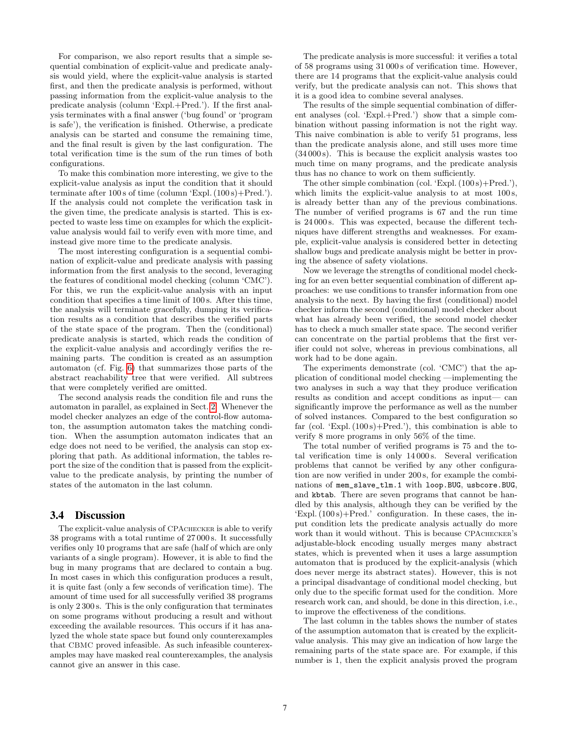For comparison, we also report results that a simple sequential combination of explicit-value and predicate analysis would yield, where the explicit-value analysis is started first, and then the predicate analysis is performed, without passing information from the explicit-value analysis to the predicate analysis (column 'Expl.+Pred.'). If the first analysis terminates with a final answer ('bug found' or 'program is safe'), the verification is finished. Otherwise, a predicate analysis can be started and consume the remaining time, and the final result is given by the last configuration. The total verification time is the sum of the run times of both configurations.

To make this combination more interesting, we give to the explicit-value analysis as input the condition that it should terminate after 100 s of time (column 'Expl. (100 s)+Pred.'). If the analysis could not complete the verification task in the given time, the predicate analysis is started. This is expected to waste less time on examples for which the explicit-value analysis would fail to verify even with more time, and instead give more time to the predicate analysis.

The most interesting configuration is a sequential combination of explicit-value and predicate analysis with passing information from the first analysis to the second, leveraging the features of conditional model checking (column 'CMC'). For this, we run the explicit-value analysis with an input condition that specifies a time limit of 100 s. After this time, the analysis will terminate gracefully, dumping its verification results as a condition that describes the verified parts of the state space of the program. Then the (conditional) predicate analysis is started, which reads the condition of the explicit-value analysis and accordingly verifies the remaining parts. The condition is created as an assumption automaton (cf. Fig. 6) that summarizes those parts of the abstract reachability tree that were verified. All subtrees that were completely verified are omitted.

The second analysis reads the condition file and runs the automaton in parallel, as explained in Sect. 2. Whenever the model checker analyzes an edge of the control-flow automaton, the assumption automaton takes the matching condition. When the assumption automaton indicates that an edge does not need to be verified, the analysis can stop exploring that path. As additional information, the tables report the size of the condition that is passed from the explicit-value to the predicate analysis, by printing the number of states of the automaton in the last column.

### 3.4 Discussion

The explicit-value analysis of CPAchecker is able to verify 38 programs with a total runtime of 27 000 s. It successfully verifies only 10 programs that are safe (half of which are only variants of a single program). However, it is able to find the bug in many programs that are declared to contain a bug. In most cases in which this configuration produces a result, it is quite fast (only a few seconds of verification time). The amount of time used for all successfully verified 38 programs is only 2 300 s. This is the only configuration that terminates on some programs without producing a result and without exceeding the available resources. This occurs if it has analyzed the whole state space but found only counterexamples that CBMC proved infeasible. As such infeasible counterexamples may have masked real counterexamples, the analysis cannot give an answer in this case.

The predicate analysis is more successful: it verifies a total of 58 programs using 31 000 s of verification time. However, there are 14 programs that the explicit-value analysis could verify, but the predicate analysis can not. This shows that it is a good idea to combine several analyses.

The results of the simple sequential combination of different analyses (col. 'Expl.+Pred.') show that a simple combination without passing information is not the right way. This naive combination is able to verify 51 programs, less than the predicate analysis alone, and still uses more time (34 000 s). This is because the explicit analysis wastes too much time on many programs, and the predicate analysis thus has no chance to work on them sufficiently.

The other simple combination (col. 'Expl. (100 s)+Pred.'), which limits the explicit-value analysis to at most 100 s, is already better than any of the previous combinations. The number of verified programs is 67 and the run time is 24 000 s. This was expected, because the different techniques have different strengths and weaknesses. For example, explicit-value analysis is considered better in detecting shallow bugs and predicate analysis might be better in proving the absence of safety violations.

Now we leverage the strengths of conditional model checking for an even better sequential combination of different approaches: we use conditions to transfer information from one analysis to the next. By having the first (conditional) model checker inform the second (conditional) model checker about what has already been verified, the second model checker has to check a much smaller state space. The second verifier can concentrate on the partial problems that the first verifier could not solve, whereas in previous combinations, all work had to be done again.

The experiments demonstrate (col. 'CMC') that the application of conditional model checking —implementing the two analyses in such a way that they produce verification results as condition and accept conditions as input— can significantly improve the performance as well as the number of solved instances. Compared to the best configuration so far (col. 'Expl. (100 s)+Pred.'), this combination is able to verify 8 more programs in only 56% of the time.

The total number of verified programs is 75 and the total verification time is only 14 000 s. Several verification problems that cannot be verified by any other configuration are now verified in under 200 s, for example the combinations of `mem_slave_tlm.1` with `loop.BUG`, `usbcore.BUG`, and `kbtab`. There are seven programs that cannot be handled by this analysis, although they can be verified by the 'Expl. (100 s)+Pred.' configuration. In these cases, the input condition lets the predicate analysis actually do more work than it would without. This is because CPAchecker's adjustable-block encoding usually merges many abstract states, which is prevented when it uses a large assumption automaton that is produced by the explicit-analysis (which does never merge its abstract states). However, this is not a principal disadvantage of conditional model checking, but only due to the specific format used for the condition. More research work can, and should, be done in this direction, i.e., to improve the effectiveness of the conditions.

The last column in the tables shows the number of states of the assumption automaton that is created by the explicit-value analysis. This may give an indication of how large the remaining parts of the state space are. For example, if this number is 1, then the explicit analysis proved the program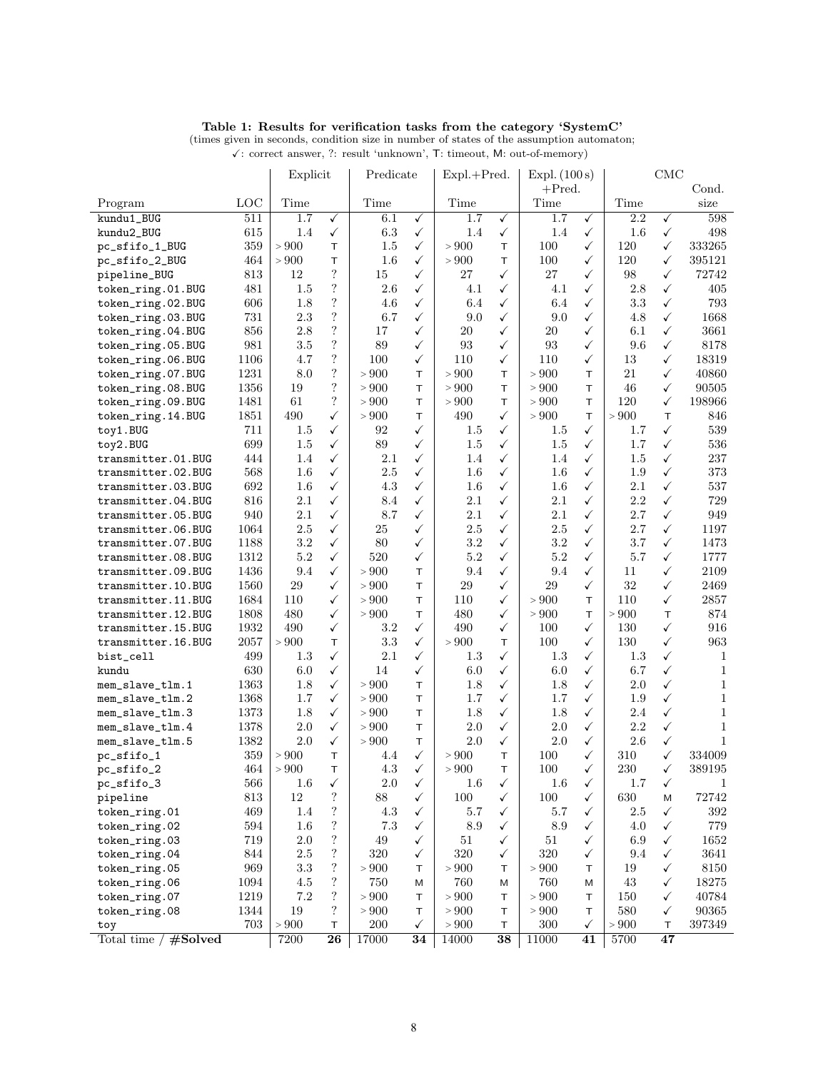**Table 1: Results for verification tasks from the category 'SystemC'**

(times given in seconds, condition size in number of states of the assumption automaton; ✓: correct answer, ?: result 'unknown', T: timeout, M: out-of-memory)

| | | Explicit | | Predicate | | Expl.+Pred. | | Expl. (100 s) +Pred. | | CMC | | |
|---|---|---|---|---|---|---|---|---|---|---|---|---|
| Program | LOC | Time | | Time | | Time | | Time | | Time | | Cond. size |
| kundu1_BUG | 511 | 1.7 | ✓ | 6.1 | ✓ | 1.7 | ✓ | 1.7 | ✓ | 2.2 | ✓ | 598 |
| kundu2_BUG | 615 | 1.4 | ✓ | 6.3 | ✓ | 1.4 | ✓ | 1.4 | ✓ | 1.6 | ✓ | 498 |
| pc_sfifo_1_BUG | 359 | > 900 | T | 1.5 | ✓ | > 900 | T | 100 | ✓ | 120 | ✓ | 333265 |
| pc_sfifo_2_BUG | 464 | > 900 | T | 1.6 | ✓ | > 900 | T | 100 | ✓ | 120 | ✓ | 395121 |
| pipeline_BUG | 813 | 12 | ? | 15 | ✓ | 27 | ✓ | 27 | ✓ | 98 | ✓ | 72742 |
| token_ring.01.BUG | 481 | 1.5 | ? | 2.6 | ✓ | 4.1 | ✓ | 4.1 | ✓ | 2.8 | ✓ | 405 |
| token_ring.02.BUG | 606 | 1.8 | ? | 4.6 | ✓ | 6.4 | ✓ | 6.4 | ✓ | 3.3 | ✓ | 793 |
| token_ring.03.BUG | 731 | 2.3 | ? | 6.7 | ✓ | 9.0 | ✓ | 9.0 | ✓ | 4.8 | ✓ | 1668 |
| token_ring.04.BUG | 856 | 2.8 | ? | 17 | ✓ | 20 | ✓ | 20 | ✓ | 6.1 | ✓ | 3661 |
| token_ring.05.BUG | 981 | 3.5 | ? | 89 | ✓ | 93 | ✓ | 93 | ✓ | 9.6 | ✓ | 8178 |
| token_ring.06.BUG | 1106 | 4.7 | ? | 100 | ✓ | 110 | ✓ | 110 | ✓ | 13 | ✓ | 18319 |
| token_ring.07.BUG | 1231 | 8.0 | ? | > 900 | T | > 900 | T | > 900 | T | 21 | ✓ | 40860 |
| token_ring.08.BUG | 1356 | 19 | ? | > 900 | T | > 900 | T | > 900 | T | 46 | ✓ | 90505 |
| token_ring.09.BUG | 1481 | 61 | ? | > 900 | T | > 900 | T | > 900 | T | 120 | ✓ | 198966 |
| token_ring.14.BUG | 1851 | 490 | ✓ | > 900 | T | 490 | ✓ | > 900 | T | > 900 | T | 846 |
| toy1.BUG | 711 | 1.5 | ✓ | 92 | ✓ | 1.5 | ✓ | 1.5 | ✓ | 1.7 | ✓ | 539 |
| toy2.BUG | 699 | 1.5 | ✓ | 89 | ✓ | 1.5 | ✓ | 1.5 | ✓ | 1.7 | ✓ | 536 |
| transmitter.01.BUG | 444 | 1.4 | ✓ | 2.1 | ✓ | 1.4 | ✓ | 1.4 | ✓ | 1.5 | ✓ | 237 |
| transmitter.02.BUG | 568 | 1.6 | ✓ | 2.5 | ✓ | 1.6 | ✓ | 1.6 | ✓ | 1.9 | ✓ | 373 |
| transmitter.03.BUG | 692 | 1.6 | ✓ | 4.3 | ✓ | 1.6 | ✓ | 1.6 | ✓ | 2.1 | ✓ | 537 |
| transmitter.04.BUG | 816 | 2.1 | ✓ | 8.4 | ✓ | 2.1 | ✓ | 2.1 | ✓ | 2.2 | ✓ | 729 |
| transmitter.05.BUG | 940 | 2.1 | ✓ | 8.7 | ✓ | 2.1 | ✓ | 2.1 | ✓ | 2.7 | ✓ | 949 |
| transmitter.06.BUG | 1064 | 2.5 | ✓ | 25 | ✓ | 2.5 | ✓ | 2.5 | ✓ | 2.7 | ✓ | 1197 |
| transmitter.07.BUG | 1188 | 3.2 | ✓ | 80 | ✓ | 3.2 | ✓ | 3.2 | ✓ | 3.7 | ✓ | 1473 |
| transmitter.08.BUG | 1312 | 5.2 | ✓ | 520 | ✓ | 5.2 | ✓ | 5.2 | ✓ | 5.7 | ✓ | 1777 |
| transmitter.09.BUG | 1436 | 9.4 | ✓ | > 900 | T | 9.4 | ✓ | 9.4 | ✓ | 11 | ✓ | 2109 |
| transmitter.10.BUG | 1560 | 29 | ✓ | > 900 | T | 29 | ✓ | 29 | ✓ | 32 | ✓ | 2469 |
| transmitter.11.BUG | 1684 | 110 | ✓ | > 900 | T | 110 | ✓ | > 900 | T | 110 | ✓ | 2857 |
| transmitter.12.BUG | 1808 | 480 | ✓ | > 900 | T | 480 | ✓ | > 900 | T | > 900 | T | 874 |
| transmitter.15.BUG | 1932 | 490 | ✓ | 3.2 | ✓ | 490 | ✓ | 100 | ✓ | 130 | ✓ | 916 |
| transmitter.16.BUG | 2057 | > 900 | T | 3.3 | ✓ | > 900 | T | 100 | ✓ | 130 | ✓ | 963 |
| bist_cell | 499 | 1.3 | ✓ | 2.1 | ✓ | 1.3 | ✓ | 1.3 | ✓ | 1.3 | ✓ | 1 |
| kundu | 630 | 6.0 | ✓ | 14 | ✓ | 6.0 | ✓ | 6.0 | ✓ | 6.7 | ✓ | 1 |
| mem_slave_tlm.1 | 1363 | 1.8 | ✓ | > 900 | T | 1.8 | ✓ | 1.8 | ✓ | 2.0 | ✓ | 1 |
| mem_slave_tlm.2 | 1368 | 1.7 | ✓ | > 900 | T | 1.7 | ✓ | 1.7 | ✓ | 1.9 | ✓ | 1 |
| mem_slave_tlm.3 | 1373 | 1.8 | ✓ | > 900 | T | 1.8 | ✓ | 1.8 | ✓ | 2.4 | ✓ | 1 |
| mem_slave_tlm.4 | 1378 | 2.0 | ✓ | > 900 | T | 2.0 | ✓ | 2.0 | ✓ | 2.2 | ✓ | 1 |
| mem_slave_tlm.5 | 1382 | 2.0 | ✓ | > 900 | T | 2.0 | ✓ | 2.0 | ✓ | 2.6 | ✓ | 1 |
| pc_sfifo_1 | 359 | > 900 | T | 4.4 | ✓ | > 900 | T | 100 | ✓ | 310 | ✓ | 334009 |
| pc_sfifo_2 | 464 | > 900 | T | 4.3 | ✓ | > 900 | T | 100 | ✓ | 230 | ✓ | 389195 |
| pc_sfifo_3 | 566 | 1.6 | ✓ | 2.0 | ✓ | 1.6 | ✓ | 1.6 | ✓ | 1.7 | ✓ | 1 |
| pipeline | 813 | 12 | ? | 88 | ✓ | 100 | ✓ | 100 | ✓ | 630 | M | 72742 |
| token_ring.01 | 469 | 1.4 | ? | 4.3 | ✓ | 5.7 | ✓ | 5.7 | ✓ | 2.5 | ✓ | 392 |
| token_ring.02 | 594 | 1.6 | ? | 7.3 | ✓ | 8.9 | ✓ | 8.9 | ✓ | 4.0 | ✓ | 779 |
| token_ring.03 | 719 | 2.0 | ? | 49 | ✓ | 51 | ✓ | 51 | ✓ | 6.9 | ✓ | 1652 |
| token_ring.04 | 844 | 2.5 | ? | 320 | ✓ | 320 | ✓ | 320 | ✓ | 9.4 | ✓ | 3641 |
| token_ring.05 | 969 | 3.3 | ? | > 900 | T | > 900 | T | > 900 | T | 19 | ✓ | 8150 |
| token_ring.06 | 1094 | 4.5 | ? | 750 | M | 760 | M | 760 | M | 43 | ✓ | 18275 |
| token_ring.07 | 1219 | 7.2 | ? | > 900 | T | > 900 | T | > 900 | T | 150 | ✓ | 40784 |
| token_ring.08 | 1344 | 19 | ? | > 900 | T | > 900 | T | > 900 | T | 580 | ✓ | 90365 |
| toy | 703 | > 900 | T | 200 | ✓ | > 900 | T | 300 | ✓ | > 900 | T | 397349 |
| Total time / **#Solved** | | 7200 | **26** | 17000 | **34** | 14000 | **38** | 11000 | **41** | 5700 | **47** | |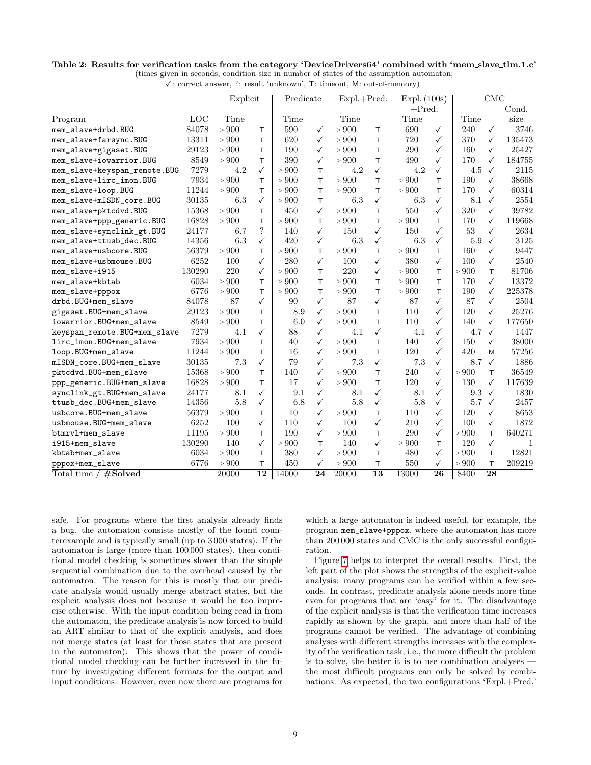**Table 2: Results for verification tasks from the category 'DeviceDrivers64' combined with 'mem_slave_tlm.1.c'**
(times given in seconds, condition size in number of states of the assumption automaton;
✓: correct answer, ?: result 'unknown', T: timeout, M: out-of-memory)

| | | Explicit | | Predicate | | Expl.+Pred. | | Expl. (100s) +Pred. | | CMC | | |
|---|---|---|---|---|---|---|---|---|---|---|---|---|
| Program | LOC | Time | | Time | | Time | | Time | | Time | | Cond. size |
| mem_slave+drbd.BUG | 84078 | > 900 | T | 590 | ✓ | > 900 | T | 690 | ✓ | 240 | ✓ | 3746 |
| mem_slave+farsync.BUG | 13311 | > 900 | T | 620 | ✓ | > 900 | T | 720 | ✓ | 370 | ✓ | 135473 |
| mem_slave+gigaset.BUG | 29123 | > 900 | T | 190 | ✓ | > 900 | T | 290 | ✓ | 160 | ✓ | 25427 |
| mem_slave+iowarrior.BUG | 8549 | > 900 | T | 390 | ✓ | > 900 | T | 490 | ✓ | 170 | ✓ | 184755 |
| mem_slave+keyspan_remote.BUG | 7279 | 4.2 | ✓ | > 900 | T | 4.2 | ✓ | 4.2 | ✓ | 4.5 | ✓ | 2115 |
| mem_slave+lirc_imon.BUG | 7934 | > 900 | T | > 900 | T | > 900 | T | > 900 | T | 190 | ✓ | 38668 |
| mem_slave+loop.BUG | 11244 | > 900 | T | > 900 | T | > 900 | T | > 900 | T | 170 | ✓ | 60314 |
| mem_slave+mISDN_core.BUG | 30135 | 6.3 | ✓ | > 900 | T | 6.3 | ✓ | 6.3 | ✓ | 8.1 | ✓ | 2554 |
| mem_slave+pktcdvd.BUG | 15368 | > 900 | T | 450 | ✓ | > 900 | T | 550 | ✓ | 320 | ✓ | 39782 |
| mem_slave+ppp_generic.BUG | 16828 | > 900 | T | > 900 | T | > 900 | T | > 900 | T | 170 | ✓ | 119668 |
| mem_slave+synclink_gt.BUG | 24177 | 6.7 | ? | 140 | ✓ | 150 | ✓ | 150 | ✓ | 53 | ✓ | 2634 |
| mem_slave+ttusb_dec.BUG | 14356 | 6.3 | ✓ | 420 | ✓ | 6.3 | ✓ | 6.3 | ✓ | 5.9 | ✓ | 3125 |
| mem_slave+usbcore.BUG | 56379 | > 900 | T | > 900 | T | > 900 | T | > 900 | T | 160 | ✓ | 9447 |
| mem_slave+usbmouse.BUG | 6252 | 100 | ✓ | 280 | ✓ | 100 | ✓ | 380 | ✓ | 100 | ✓ | 2540 |
| mem_slave+i915 | 130290 | 220 | ✓ | > 900 | T | 220 | ✓ | > 900 | T | > 900 | T | 81706 |
| mem_slave+kbtab | 6034 | > 900 | T | > 900 | T | > 900 | T | > 900 | T | 170 | ✓ | 13372 |
| mem_slave+pppox | 6776 | > 900 | T | > 900 | T | > 900 | T | > 900 | T | 190 | ✓ | 225378 |
| drbd.BUG+mem_slave | 84078 | 87 | ✓ | 90 | ✓ | 87 | ✓ | 87 | ✓ | 87 | ✓ | 2504 |
| gigaset.BUG+mem_slave | 29123 | > 900 | T | 8.9 | ✓ | > 900 | T | 110 | ✓ | 120 | ✓ | 25276 |
| iowarrior.BUG+mem_slave | 8549 | > 900 | T | 6.0 | ✓ | > 900 | T | 110 | ✓ | 140 | ✓ | 177650 |
| keyspan_remote.BUG+mem_slave | 7279 | 4.1 | ✓ | 88 | ✓ | 4.1 | ✓ | 4.1 | ✓ | 4.7 | ✓ | 1447 |
| lirc_imon.BUG+mem_slave | 7934 | > 900 | T | 40 | ✓ | > 900 | T | 140 | ✓ | 150 | ✓ | 38000 |
| loop.BUG+mem_slave | 11244 | > 900 | T | 16 | ✓ | > 900 | T | 120 | ✓ | 420 | M | 57256 |
| mISDN_core.BUG+mem_slave | 30135 | 7.3 | ✓ | 79 | ✓ | 7.3 | ✓ | 7.3 | ✓ | 8.7 | ✓ | 1886 |
| pktcdvd.BUG+mem_slave | 15368 | > 900 | T | 140 | ✓ | > 900 | T | 240 | ✓ | > 900 | T | 36549 |
| ppp_generic.BUG+mem_slave | 16828 | > 900 | T | 17 | ✓ | > 900 | T | 120 | ✓ | 130 | ✓ | 117639 |
| synclink_gt.BUG+mem_slave | 24177 | 8.1 | ✓ | 9.1 | ✓ | 8.1 | ✓ | 8.1 | ✓ | 9.3 | ✓ | 1830 |
| ttusb_dec.BUG+mem_slave | 14356 | 5.8 | ✓ | 6.8 | ✓ | 5.8 | ✓ | 5.8 | ✓ | 5.7 | ✓ | 2457 |
| usbcore.BUG+mem_slave | 56379 | > 900 | T | 10 | ✓ | > 900 | T | 110 | ✓ | 120 | ✓ | 8653 |
| usbmouse.BUG+mem_slave | 6252 | 100 | ✓ | 110 | ✓ | 100 | ✓ | 210 | ✓ | 100 | ✓ | 1872 |
| btmrvl+mem_slave | 11195 | > 900 | T | 190 | ✓ | > 900 | T | 290 | ✓ | > 900 | T | 640271 |
| i915+mem_slave | 130290 | 140 | ✓ | > 900 | T | 140 | ✓ | > 900 | T | 120 | ✓ | 1 |
| kbtab+mem_slave | 6034 | > 900 | T | 380 | ✓ | > 900 | T | 480 | ✓ | > 900 | T | 12821 |
| pppox+mem_slave | 6776 | > 900 | T | 450 | ✓ | > 900 | T | 550 | ✓ | > 900 | T | 209219 |
| Total time / **#Solved** | | 20000 | **12** | 14000 | **24** | 20000 | **13** | 13000 | **26** | 8400 | **28** | |

safe. For programs where the first analysis already finds a bug, the automaton consists mostly of the found counterexample and is typically small (up to 3 000 states). If the automaton is large (more than 100 000 states), then conditional model checking is sometimes slower than the simple sequential combination due to the overhead caused by the automaton. The reason for this is mostly that our predicate analysis would usually merge abstract states, but the explicit analysis does not because it would be too imprecise otherwise. With the input condition being read in from the automaton, the predicate analysis is now forced to build an ART similar to that of the explicit analysis, and does not merge states (at least for those states that are present in the automaton). This shows that the power of conditional model checking can be further increased in the future by investigating different formats for the output and input conditions. However, even now there are programs for which a large automaton is indeed useful, for example, the program `mem_slave+pppox`, where the automaton has more than 200 000 states and CMC is the only successful configuration.

Figure 7 helps to interpret the overall results. First, the left part of the plot shows the strengths of the explicit-value analysis: many programs can be verified within a few seconds. In contrast, predicate analysis alone needs more time even for programs that are 'easy' for it. The disadvantage of the explicit analysis is that the verification time increases rapidly as shown by the graph, and more than half of the programs cannot be verified. The advantage of combining analyses with different strengths increases with the complexity of the verification task, i.e., the more difficult the problem is to solve, the better it is to use combination analyses — the most difficult programs can only be solved by combinations. As expected, the two configurations 'Expl.+Pred.'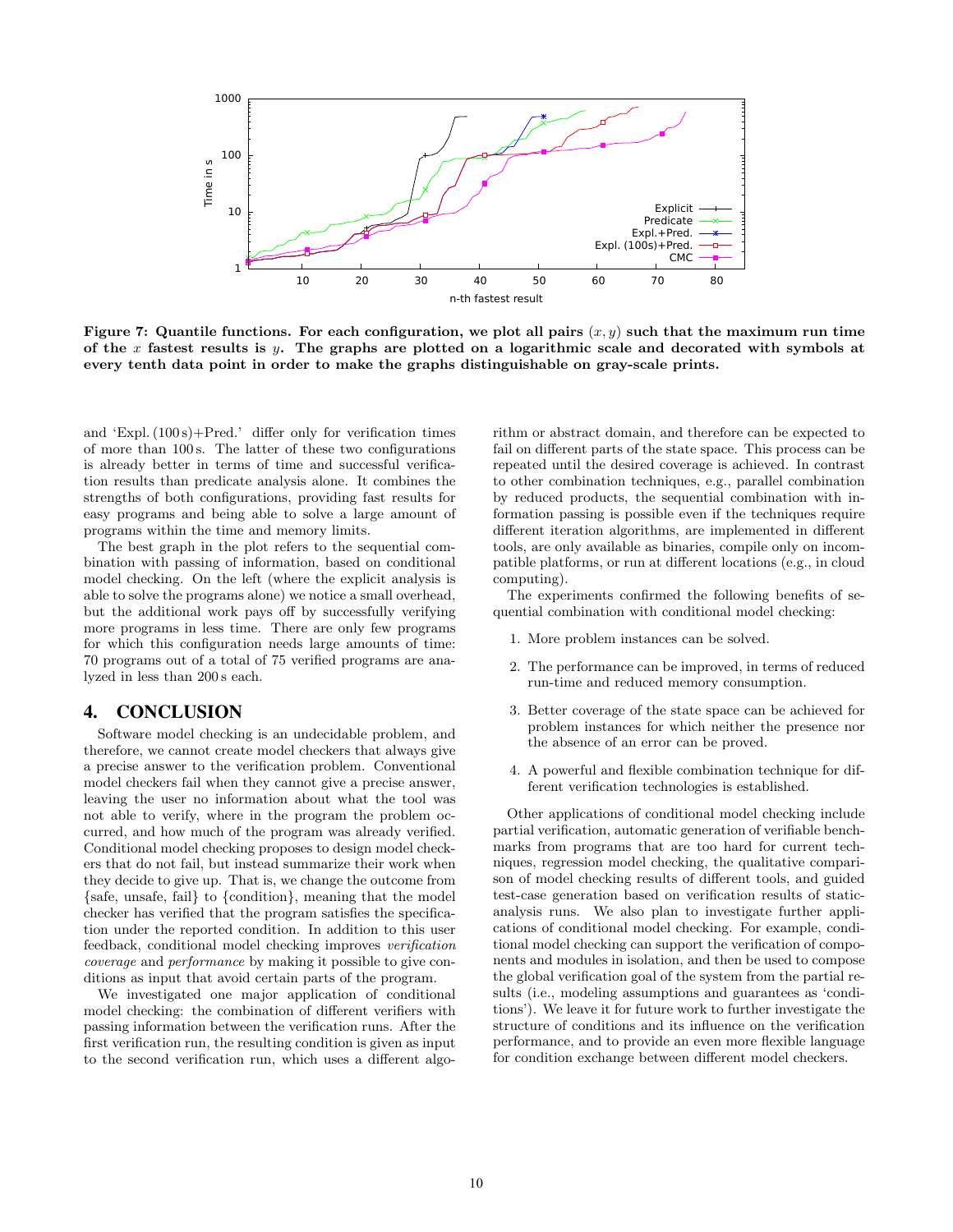Figure 7: Quantile functions. For each configuration, we plot all pairs $(x, y)$ such that the maximum run time of the $x$ fastest results is $y$. The graphs are plotted on a logarithmic scale and decorated with symbols at every tenth data point in order to make the graphs distinguishable on gray-scale prints.

and 'Expl. (100 s)+Pred.' differ only for verification times of more than 100 s. The latter of these two configurations is already better in terms of time and successful verification results than predicate analysis alone. It combines the strengths of both configurations, providing fast results for easy programs and being able to solve a large amount of programs within the time and memory limits.

The best graph in the plot refers to the sequential combination with passing of information, based on conditional model checking. On the left (where the explicit analysis is able to solve the programs alone) we notice a small overhead, but the additional work pays off by successfully verifying more programs in less time. There are only few programs for which this configuration needs large amounts of time: 70 programs out of a total of 75 verified programs are analyzed in less than 200 s each.

## 4. CONCLUSION

Software model checking is an undecidable problem, and therefore, we cannot create model checkers that always give a precise answer to the verification problem. Conventional model checkers fail when they cannot give a precise answer, leaving the user no information about what the tool was not able to verify, where in the program the problem occurred, and how much of the program was already verified. Conditional model checking proposes to design model checkers that do not fail, but instead summarize their work when they decide to give up. That is, we change the outcome from {safe, unsafe, fail} to {condition}, meaning that the model checker has verified that the program satisfies the specification under the reported condition. In addition to this user feedback, conditional model checking improves *verification coverage* and *performance* by making it possible to give conditions as input that avoid certain parts of the program.

We investigated one major application of conditional model checking: the combination of different verifiers with passing information between the verification runs. After the first verification run, the resulting condition is given as input to the second verification run, which uses a different algorithm or abstract domain, and therefore can be expected to fail on different parts of the state space. This process can be repeated until the desired coverage is achieved. In contrast to other combination techniques, e.g., parallel combination by reduced products, the sequential combination with information passing is possible even if the techniques require different iteration algorithms, are implemented in different tools, are only available as binaries, compile only on incompatible platforms, or run at different locations (e.g., in cloud computing).

The experiments confirmed the following benefits of sequential combination with conditional model checking:

1. More problem instances can be solved.
2. The performance can be improved, in terms of reduced run-time and reduced memory consumption.
3. Better coverage of the state space can be achieved for problem instances for which neither the presence nor the absence of an error can be proved.
4. A powerful and flexible combination technique for different verification technologies is established.

Other applications of conditional model checking include partial verification, automatic generation of verifiable benchmarks from programs that are too hard for current techniques, regression model checking, the qualitative comparison of model checking results of different tools, and guided test-case generation based on verification results of static-analysis runs. We also plan to investigate further applications of conditional model checking. For example, conditional model checking can support the verification of components and modules in isolation, and then be used to compose the global verification goal of the system from the partial results (i.e., modeling assumptions and guarantees as 'conditions'). We leave it for future work to further investigate the structure of conditions and its influence on the verification performance, and to provide an even more flexible language for condition exchange between different model checkers.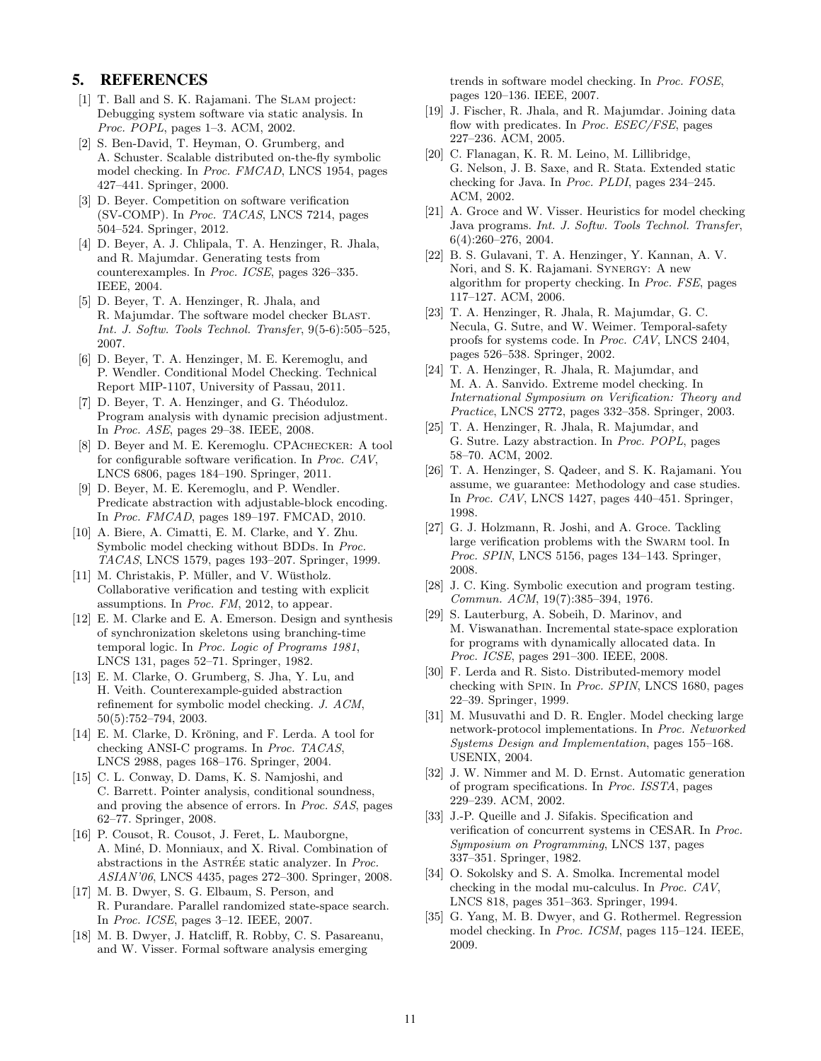## 5. REFERENCES

[1] T. Ball and S. K. Rajamani. The SLAM project: Debugging system software via static analysis. In *Proc. POPL*, pages 1–3. ACM, 2002.

[2] S. Ben-David, T. Heyman, O. Grumberg, and A. Schuster. Scalable distributed on-the-fly symbolic model checking. In *Proc. FMCAD*, LNCS 1954, pages 427–441. Springer, 2000.

[3] D. Beyer. Competition on software verification (SV-COMP). In *Proc. TACAS*, LNCS 7214, pages 504–524. Springer, 2012.

[4] D. Beyer, A. J. Chlipala, T. A. Henzinger, R. Jhala, and R. Majumdar. Generating tests from counterexamples. In *Proc. ICSE*, pages 326–335. IEEE, 2004.

[5] D. Beyer, T. A. Henzinger, R. Jhala, and R. Majumdar. The software model checker BLAST. *Int. J. Softw. Tools Technol. Transfer*, 9(5-6):505–525, 2007.

[6] D. Beyer, T. A. Henzinger, M. E. Keremoglu, and P. Wendler. Conditional Model Checking. Technical Report MIP-1107, University of Passau, 2011.

[7] D. Beyer, T. A. Henzinger, and G. Théoduloz. Program analysis with dynamic precision adjustment. In *Proc. ASE*, pages 29–38. IEEE, 2008.

[8] D. Beyer and M. E. Keremoglu. CPACHECKER: A tool for configurable software verification. In *Proc. CAV*, LNCS 6806, pages 184–190. Springer, 2011.

[9] D. Beyer, M. E. Keremoglu, and P. Wendler. Predicate abstraction with adjustable-block encoding. In *Proc. FMCAD*, pages 189–197. FMCAD, 2010.

[10] A. Biere, A. Cimatti, E. M. Clarke, and Y. Zhu. Symbolic model checking without BDDs. In *Proc. TACAS*, LNCS 1579, pages 193–207. Springer, 1999.

[11] M. Christakis, P. Müller, and V. Wüstholz. Collaborative verification and testing with explicit assumptions. In *Proc. FM*, 2012, to appear.

[12] E. M. Clarke and E. A. Emerson. Design and synthesis of synchronization skeletons using branching-time temporal logic. In *Proc. Logic of Programs 1981*, LNCS 131, pages 52–71. Springer, 1982.

[13] E. M. Clarke, O. Grumberg, S. Jha, Y. Lu, and H. Veith. Counterexample-guided abstraction refinement for symbolic model checking. *J. ACM*, 50(5):752–794, 2003.

[14] E. M. Clarke, D. Kröning, and F. Lerda. A tool for checking ANSI-C programs. In *Proc. TACAS*, LNCS 2988, pages 168–176. Springer, 2004.

[15] C. L. Conway, D. Dams, K. S. Namjoshi, and C. Barrett. Pointer analysis, conditional soundness, and proving the absence of errors. In *Proc. SAS*, pages 62–77. Springer, 2008.

[16] P. Cousot, R. Cousot, J. Feret, L. Mauborgne, A. Miné, D. Monniaux, and X. Rival. Combination of abstractions in the ASTRÉE static analyzer. In *Proc. ASIAN'06*, LNCS 4435, pages 272–300. Springer, 2008.

[17] M. B. Dwyer, S. G. Elbaum, S. Person, and R. Purandare. Parallel randomized state-space search. In *Proc. ICSE*, pages 3–12. IEEE, 2007.

[18] M. B. Dwyer, J. Hatcliff, R. Robby, C. S. Pasareanu, and W. Visser. Formal software analysis emerging trends in software model checking. In *Proc. FOSE*, pages 120–136. IEEE, 2007.

[19] J. Fischer, R. Jhala, and R. Majumdar. Joining data flow with predicates. In *Proc. ESEC/FSE*, pages 227–236. ACM, 2005.

[20] C. Flanagan, K. R. M. Leino, M. Lillibridge, G. Nelson, J. B. Saxe, and R. Stata. Extended static checking for Java. In *Proc. PLDI*, pages 234–245. ACM, 2002.

[21] A. Groce and W. Visser. Heuristics for model checking Java programs. *Int. J. Softw. Tools Technol. Transfer*, 6(4):260–276, 2004.

[22] B. S. Gulavani, T. A. Henzinger, Y. Kannan, A. V. Nori, and S. K. Rajamani. SYNERGY: A new algorithm for property checking. In *Proc. FSE*, pages 117–127. ACM, 2006.

[23] T. A. Henzinger, R. Jhala, R. Majumdar, G. C. Necula, G. Sutre, and W. Weimer. Temporal-safety proofs for systems code. In *Proc. CAV*, LNCS 2404, pages 526–538. Springer, 2002.

[24] T. A. Henzinger, R. Jhala, R. Majumdar, and M. A. A. Sanvido. Extreme model checking. In *International Symposium on Verification: Theory and Practice*, LNCS 2772, pages 332–358. Springer, 2003.

[25] T. A. Henzinger, R. Jhala, R. Majumdar, and G. Sutre. Lazy abstraction. In *Proc. POPL*, pages 58–70. ACM, 2002.

[26] T. A. Henzinger, S. Qadeer, and S. K. Rajamani. You assume, we guarantee: Methodology and case studies. In *Proc. CAV*, LNCS 1427, pages 440–451. Springer, 1998.

[27] G. J. Holzmann, R. Joshi, and A. Groce. Tackling large verification problems with the SWARM tool. In *Proc. SPIN*, LNCS 5156, pages 134–143. Springer, 2008.

[28] J. C. King. Symbolic execution and program testing. *Commun. ACM*, 19(7):385–394, 1976.

[29] S. Lauterburg, A. Sobeih, D. Marinov, and M. Viswanathan. Incremental state-space exploration for programs with dynamically allocated data. In *Proc. ICSE*, pages 291–300. IEEE, 2008.

[30] F. Lerda and R. Sisto. Distributed-memory model checking with SPIN. In *Proc. SPIN*, LNCS 1680, pages 22–39. Springer, 1999.

[31] M. Musuvathi and D. R. Engler. Model checking large network-protocol implementations. In *Proc. Networked Systems Design and Implementation*, pages 155–168. USENIX, 2004.

[32] J. W. Nimmer and M. D. Ernst. Automatic generation of program specifications. In *Proc. ISSTA*, pages 229–239. ACM, 2002.

[33] J.-P. Queille and J. Sifakis. Specification and verification of concurrent systems in CESAR. In *Proc. Symposium on Programming*, LNCS 137, pages 337–351. Springer, 1982.

[34] O. Sokolsky and S. A. Smolka. Incremental model checking in the modal mu-calculus. In *Proc. CAV*, LNCS 818, pages 351–363. Springer, 1994.

[35] G. Yang, M. B. Dwyer, and G. Rothermel. Regression model checking. In *Proc. ICSM*, pages 115–124. IEEE, 2009.